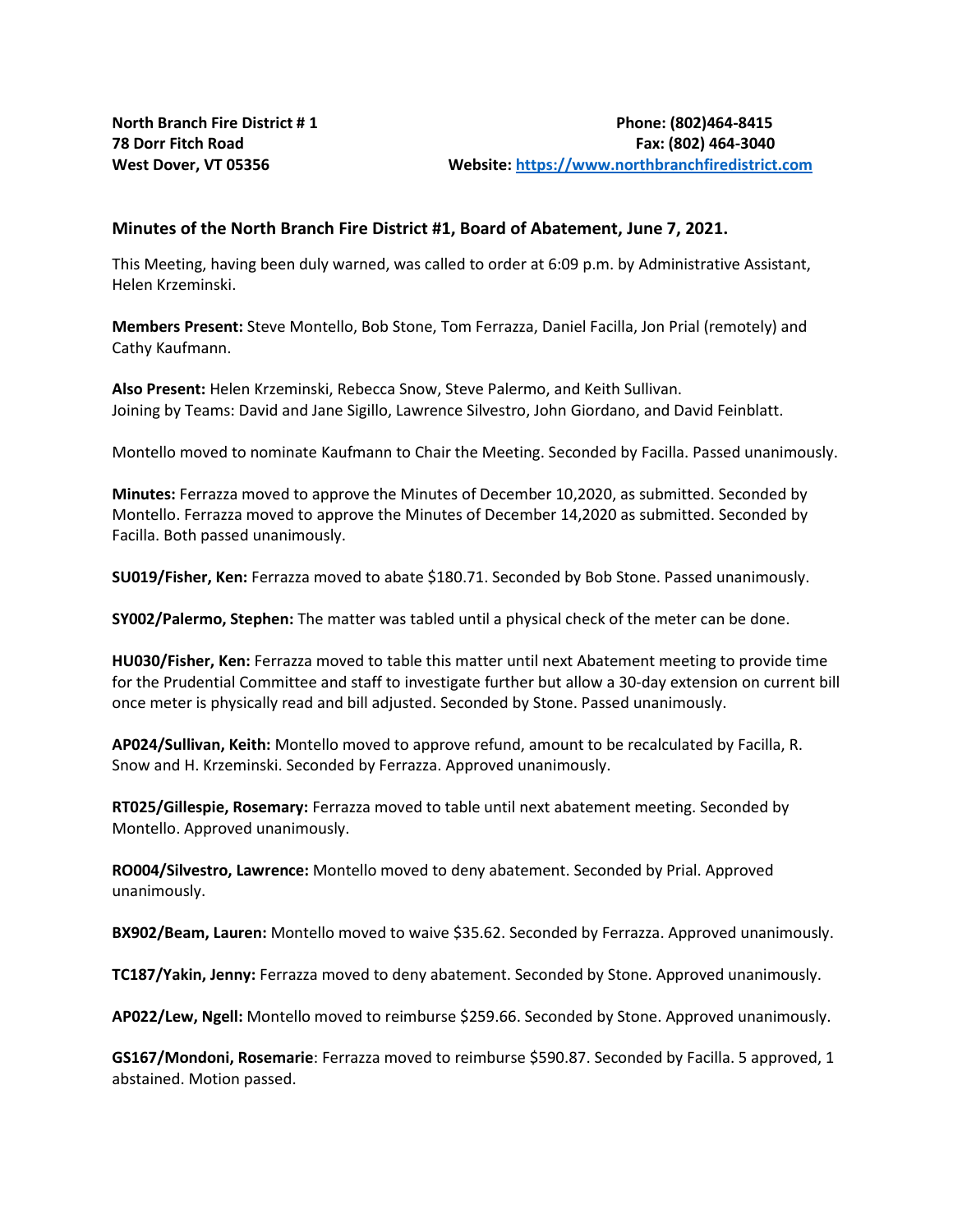**North Branch Fire District # 1**
**78 Dorr Fitch Road**
**West Dover, VT 05356**

**Phone: (802)464-8415**
**Fax: (802) 464-3040**
**Website: [https://www.northbranchfiredistrict.com](https://www.northbranchfiredistrict.com)**

### Minutes of the North Branch Fire District #1, Board of Abatement, June 7, 2021.

This Meeting, having been duly warned, was called to order at 6:09 p.m. by Administrative Assistant, Helen Krzeminski.

**Members Present:** Steve Montello, Bob Stone, Tom Ferrazza, Daniel Facilla, Jon Prial (remotely) and Cathy Kaufmann.

**Also Present:** Helen Krzeminski, Rebecca Snow, Steve Palermo, and Keith Sullivan.
Joining by Teams: David and Jane Sigillo, Lawrence Silvestro, John Giordano, and David Feinblatt.

Montello moved to nominate Kaufmann to Chair the Meeting. Seconded by Facilla. Passed unanimously.

**Minutes:** Ferrazza moved to approve the Minutes of December 10,2020, as submitted. Seconded by Montello. Ferrazza moved to approve the Minutes of December 14,2020 as submitted. Seconded by Facilla. Both passed unanimously.

**SU019/Fisher, Ken:** Ferrazza moved to abate $180.71. Seconded by Bob Stone. Passed unanimously.

**SY002/Palermo, Stephen:** The matter was tabled until a physical check of the meter can be done.

**HU030/Fisher, Ken:** Ferrazza moved to table this matter until next Abatement meeting to provide time for the Prudential Committee and staff to investigate further but allow a 30-day extension on current bill once meter is physically read and bill adjusted. Seconded by Stone. Passed unanimously.

**AP024/Sullivan, Keith:** Montello moved to approve refund, amount to be recalculated by Facilla, R. Snow and H. Krzeminski. Seconded by Ferrazza. Approved unanimously.

**RT025/Gillespie, Rosemary:** Ferrazza moved to table until next abatement meeting. Seconded by Montello. Approved unanimously.

**RO004/Silvestro, Lawrence:** Montello moved to deny abatement. Seconded by Prial. Approved unanimously.

**BX902/Beam, Lauren:** Montello moved to waive $35.62. Seconded by Ferrazza. Approved unanimously.

**TC187/Yakin, Jenny:** Ferrazza moved to deny abatement. Seconded by Stone. Approved unanimously.

**AP022/Lew, Ngell:** Montello moved to reimburse $259.66. Seconded by Stone. Approved unanimously.

**GS167/Mondoni, Rosemarie**: Ferrazza moved to reimburse $590.87. Seconded by Facilla. 5 approved, 1 abstained. Motion passed.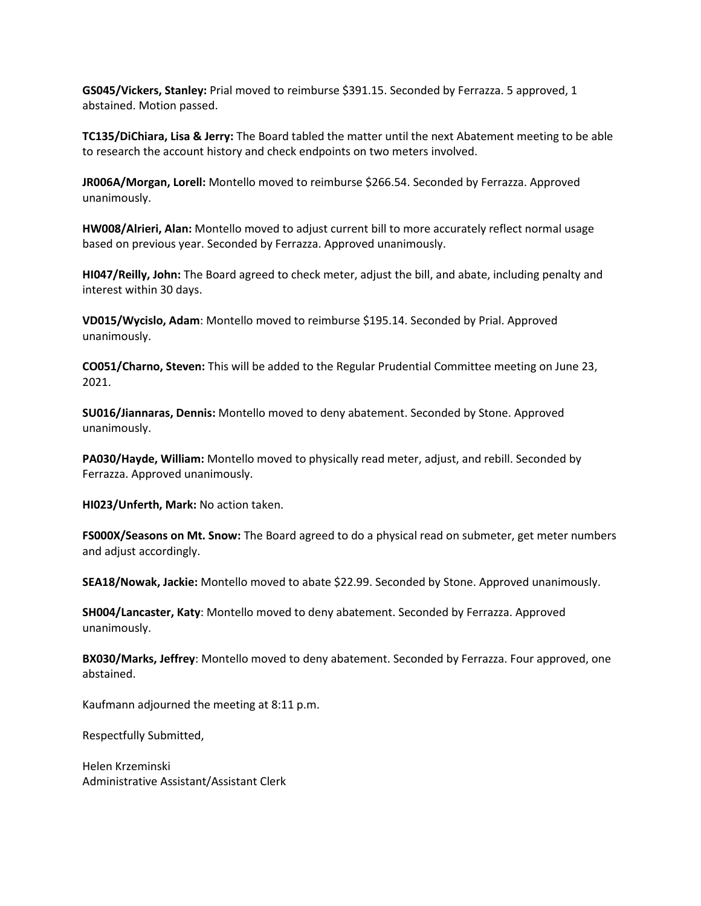**GS045/Vickers, Stanley:** Prial moved to reimburse $391.15. Seconded by Ferrazza. 5 approved, 1 abstained. Motion passed.

**TC135/DiChiara, Lisa & Jerry:** The Board tabled the matter until the next Abatement meeting to be able to research the account history and check endpoints on two meters involved.

**JR006A/Morgan, Lorell:** Montello moved to reimburse $266.54. Seconded by Ferrazza. Approved unanimously.

**HW008/Alrieri, Alan:** Montello moved to adjust current bill to more accurately reflect normal usage based on previous year. Seconded by Ferrazza. Approved unanimously.

**HI047/Reilly, John:** The Board agreed to check meter, adjust the bill, and abate, including penalty and interest within 30 days.

**VD015/Wycislo, Adam**: Montello moved to reimburse $195.14. Seconded by Prial. Approved unanimously.

**CO051/Charno, Steven:** This will be added to the Regular Prudential Committee meeting on June 23, 2021.

**SU016/Jiannaras, Dennis:** Montello moved to deny abatement. Seconded by Stone. Approved unanimously.

**PA030/Hayde, William:** Montello moved to physically read meter, adjust, and rebill. Seconded by Ferrazza. Approved unanimously.

**HI023/Unferth, Mark:** No action taken.

**FS000X/Seasons on Mt. Snow:** The Board agreed to do a physical read on submeter, get meter numbers and adjust accordingly.

**SEA18/Nowak, Jackie:** Montello moved to abate $22.99. Seconded by Stone. Approved unanimously.

**SH004/Lancaster, Katy**: Montello moved to deny abatement. Seconded by Ferrazza. Approved unanimously.

**BX030/Marks, Jeffrey**: Montello moved to deny abatement. Seconded by Ferrazza. Four approved, one abstained.

Kaufmann adjourned the meeting at 8:11 p.m.

Respectfully Submitted,

Helen Krzeminski
Administrative Assistant/Assistant Clerk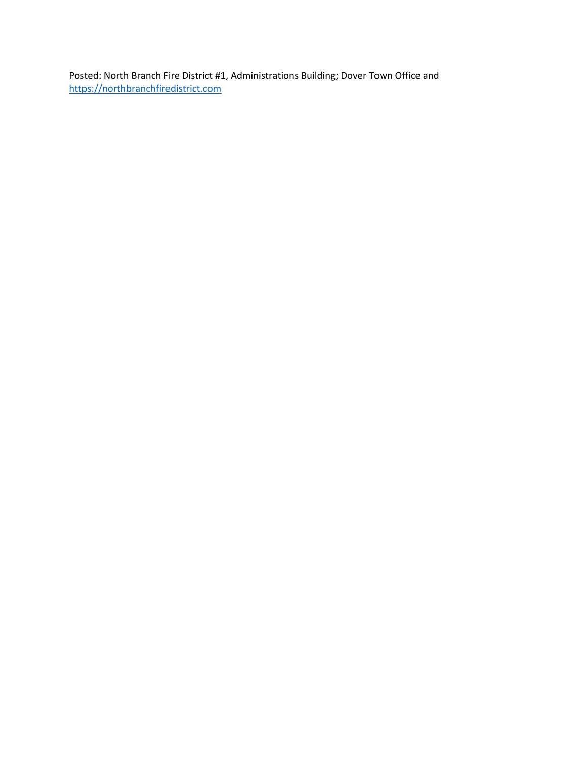Posted: North Branch Fire District #1, Administrations Building; Dover Town Office and https://northbranchfiredistrict.com